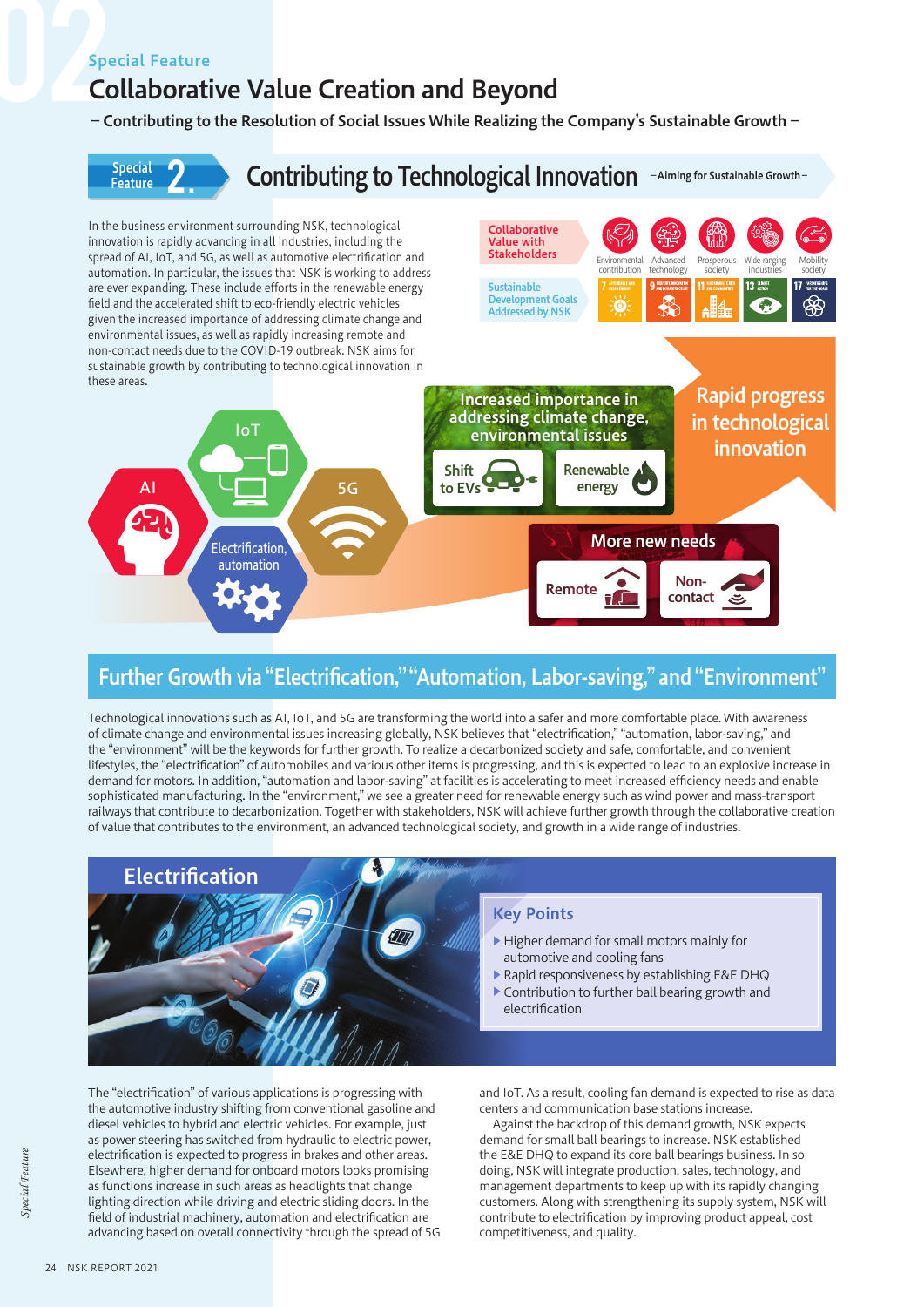Special Feature

# Collaborative Value Creation and Beyond

**– Contributing to the Resolution of Social Issues While Realizing the Company's Sustainable Growth –**

## Special Feature 2. Contributing to Technological Innovation –Aiming for Sustainable Growth–

In the business environment surrounding NSK, technological innovation is rapidly advancing in all industries, including the spread of AI, IoT, and 5G, as well as automotive electrification and automation. In particular, the issues that NSK is working to address are ever expanding. These include efforts in the renewable energy field and the accelerated shift to eco-friendly electric vehicles given the increased importance of addressing climate change and environmental issues, as well as rapidly increasing remote and non-contact needs due to the COVID-19 outbreak. NSK aims for sustainable growth by contributing to technological innovation in these areas.

**Collaborative Value with Stakeholders:** Environmental contribution, Advanced technology, Prosperous society, Wide-ranging industries, Mobility society

**Sustainable Development Goals Addressed by NSK:** 7, 9, 11, 13, 17

AI / IoT / 5G / Electrification, automation

Increased importance in addressing climate change, environmental issues: Shift to EVs / Renewable energy

Rapid progress in technological innovation

More new needs: Remote / Non-contact

## Further Growth via "Electrification," "Automation, Labor-saving," and "Environment"

Technological innovations such as AI, IoT, and 5G are transforming the world into a safer and more comfortable place. With awareness of climate change and environmental issues increasing globally, NSK believes that "electrification," "automation, labor-saving," and the "environment" will be the keywords for further growth. To realize a decarbonized society and safe, comfortable, and convenient lifestyles, the "electrification" of automobiles and various other items is progressing, and this is expected to lead to an explosive increase in demand for motors. In addition, "automation and labor-saving" at facilities is accelerating to meet increased efficiency needs and enable sophisticated manufacturing. In the "environment," we see a greater need for renewable energy such as wind power and mass-transport railways that contribute to decarbonization. Together with stakeholders, NSK will achieve further growth through the collaborative creation of value that contributes to the environment, an advanced technological society, and growth in a wide range of industries.

### Electrification

**Key Points**

- Higher demand for small motors mainly for automotive and cooling fans
- Rapid responsiveness by establishing E&E DHQ
- Contribution to further ball bearing growth and electrification

The "electrification" of various applications is progressing with the automotive industry shifting from conventional gasoline and diesel vehicles to hybrid and electric vehicles. For example, just as power steering has switched from hydraulic to electric power, electrification is expected to progress in brakes and other areas. Elsewhere, higher demand for onboard motors looks promising as functions increase in such areas as headlights that change lighting direction while driving and electric sliding doors. In the field of industrial machinery, automation and electrification are advancing based on overall connectivity through the spread of 5G and IoT. As a result, cooling fan demand is expected to rise as data centers and communication base stations increase.

Against the backdrop of this demand growth, NSK expects demand for small ball bearings to increase. NSK established the E&E DHQ to expand its core ball bearings business. In so doing, NSK will integrate production, sales, technology, and management departments to keep up with its rapidly changing customers. Along with strengthening its supply system, NSK will contribute to electrification by improving product appeal, cost competitiveness, and quality.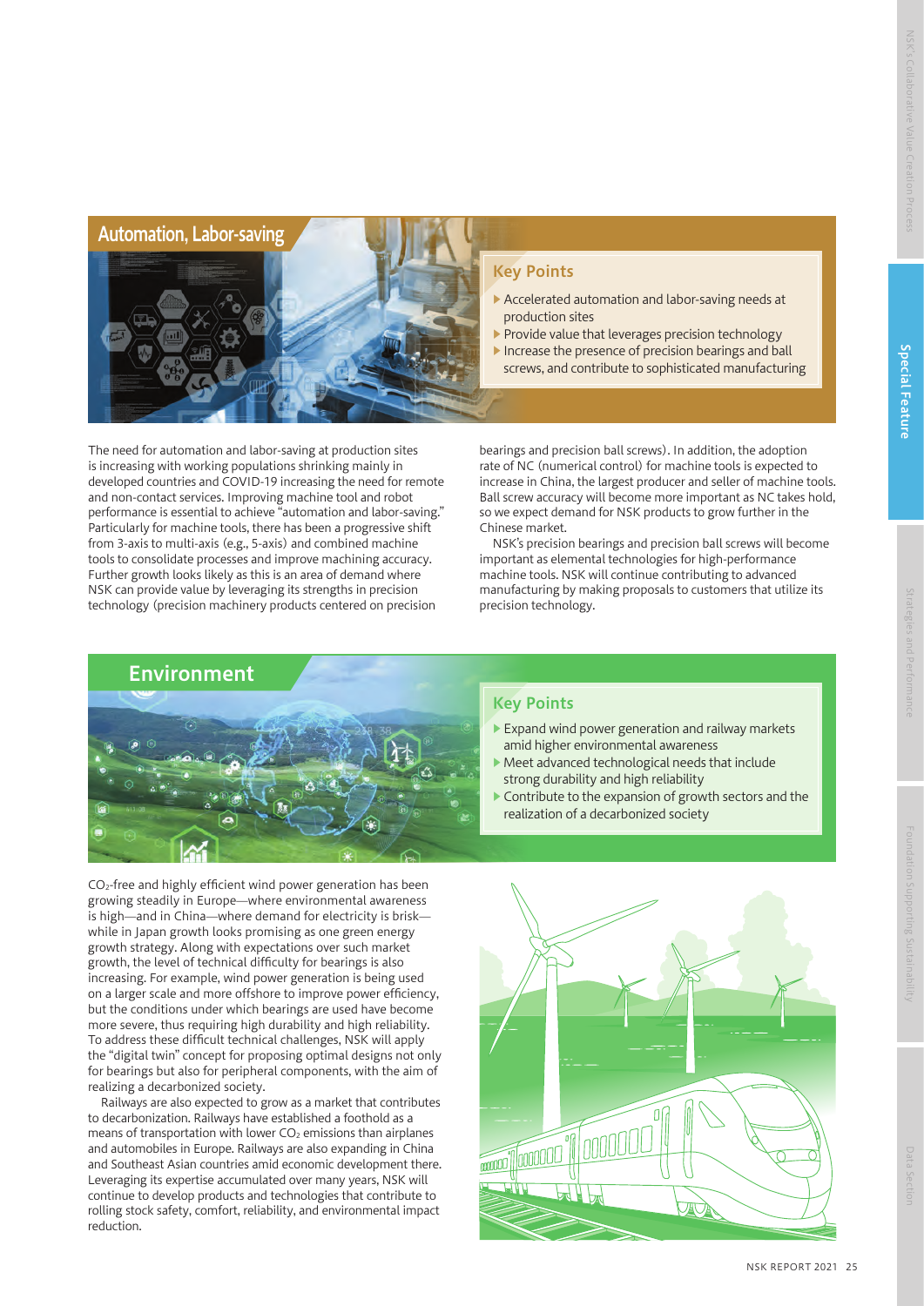## Automation, Labor-saving

### Key Points

- Accelerated automation and labor-saving needs at production sites
- Provide value that leverages precision technology
- Increase the presence of precision bearings and ball screws, and contribute to sophisticated manufacturing

The need for automation and labor-saving at production sites is increasing with working populations shrinking mainly in developed countries and COVID-19 increasing the need for remote and non-contact services. Improving machine tool and robot performance is essential to achieve "automation and labor-saving." Particularly for machine tools, there has been a progressive shift from 3-axis to multi-axis (e.g., 5-axis) and combined machine tools to consolidate processes and improve machining accuracy. Further growth looks likely as this is an area of demand where NSK can provide value by leveraging its strengths in precision technology (precision machinery products centered on precision bearings and precision ball screws). In addition, the adoption rate of NC (numerical control) for machine tools is expected to increase in China, the largest producer and seller of machine tools. Ball screw accuracy will become more important as NC takes hold, so we expect demand for NSK products to grow further in the Chinese market.

NSK's precision bearings and precision ball screws will become important as elemental technologies for high-performance machine tools. NSK will continue contributing to advanced manufacturing by making proposals to customers that utilize its precision technology.

## Environment

### Key Points

- Expand wind power generation and railway markets amid higher environmental awareness
- Meet advanced technological needs that include strong durability and high reliability
- Contribute to the expansion of growth sectors and the realization of a decarbonized society

$CO_2$-free and highly efficient wind power generation has been growing steadily in Europe—where environmental awareness is high—and in China—where demand for electricity is brisk—while in Japan growth looks promising as one green energy growth strategy. Along with expectations over such market growth, the level of technical difficulty for bearings is also increasing. For example, wind power generation is being used on a larger scale and more offshore to improve power efficiency, but the conditions under which bearings are used have become more severe, thus requiring high durability and high reliability. To address these difficult technical challenges, NSK will apply the "digital twin" concept for proposing optimal designs not only for bearings but also for peripheral components, with the aim of realizing a decarbonized society.

Railways are also expected to grow as a market that contributes to decarbonization. Railways have established a foothold as a means of transportation with lower $CO_2$ emissions than airplanes and automobiles in Europe. Railways are also expanding in China and Southeast Asian countries amid economic development there. Leveraging its expertise accumulated over many years, NSK will continue to develop products and technologies that contribute to rolling stock safety, comfort, reliability, and environmental impact reduction.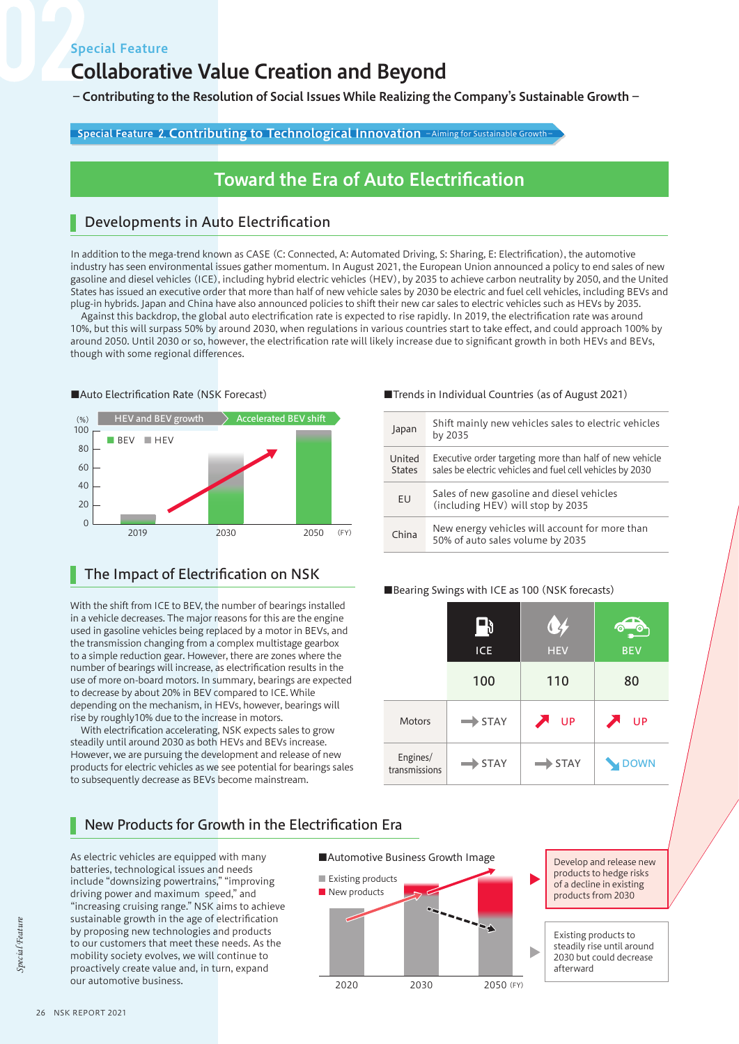Special Feature

# Collaborative Value Creation and Beyond

– Contributing to the Resolution of Social Issues While Realizing the Company's Sustainable Growth –

Special Feature 2. Contributing to Technological Innovation – Aiming for Sustainable Growth –

## Toward the Era of Auto Electrification

### Developments in Auto Electrification

In addition to the mega-trend known as CASE (C: Connected, A: Automated Driving, S: Sharing, E: Electrification), the automotive industry has seen environmental issues gather momentum. In August 2021, the European Union announced a policy to end sales of new gasoline and diesel vehicles (ICE), including hybrid electric vehicles (HEV), by 2035 to achieve carbon neutrality by 2050, and the United States has issued an executive order that more than half of new vehicle sales by 2030 be electric and fuel cell vehicles, including BEVs and plug-in hybrids. Japan and China have also announced policies to shift their new car sales to electric vehicles such as HEVs by 2035.

Against this backdrop, the global auto electrification rate is expected to rise rapidly. In 2019, the electrification rate was around 10%, but this will surpass 50% by around 2030, when regulations in various countries start to take effect, and could approach 100% by around 2050. Until 2030 or so, however, the electrification rate will likely increase due to significant growth in both HEVs and BEVs, though with some regional differences.

■Auto Electrification Rate (NSK Forecast)

(%) 100, 80, 60, 40, 20, 0 — BEV / HEV — HEV and BEV growth → Accelerated BEV shift — 2019, 2030, 2050 (FY)

■Trends in Individual Countries (as of August 2021)

| Country | Trend |
|---|---|
| Japan | Shift mainly new vehicles sales to electric vehicles by 2035 |
| United States | Executive order targeting more than half of new vehicle sales be electric vehicles and fuel cell vehicles by 2030 |
| EU | Sales of new gasoline and diesel vehicles (including HEV) will stop by 2035 |
| China | New energy vehicles will account for more than 50% of auto sales volume by 2035 |

### The Impact of Electrification on NSK

With the shift from ICE to BEV, the number of bearings installed in a vehicle decreases. The major reasons for this are the engine used in gasoline vehicles being replaced by a motor in BEVs, and the transmission changing from a complex multistage gearbox to a simple reduction gear. However, there are zones where the number of bearings will increase, as electrification results in the use of more on-board motors. In summary, bearings are expected to decrease by about 20% in BEV compared to ICE. While depending on the mechanism, in HEVs, however, bearings will rise by roughly10% due to the increase in motors.

With electrification accelerating, NSK expects sales to grow steadily until around 2030 as both HEVs and BEVs increase. However, we are pursuing the development and release of new products for electric vehicles as we see potential for bearings sales to subsequently decrease as BEVs become mainstream.

■Bearing Swings with ICE as 100 (NSK forecasts)

| | ICE | HEV | BEV |
|---|---|---|---|
| | 100 | 110 | 80 |
| Motors | STAY | UP | UP |
| Engines/ transmissions | STAY | STAY | DOWN |

### New Products for Growth in the Electrification Era

As electric vehicles are equipped with many batteries, technological issues and needs include "downsizing powertrains," "improving driving power and maximum speed," and "increasing cruising range." NSK aims to achieve sustainable growth in the age of electrification by proposing new technologies and products to our customers that meet these needs. As the mobility society evolves, we will continue to proactively create value and, in turn, expand our automotive business.

■Automotive Business Growth Image

Existing products / New products — 2020, 2030, 2050 (FY)

Develop and release new products to hedge risks of a decline in existing products from 2030

Existing products to steadily rise until around 2030 but could decrease afterward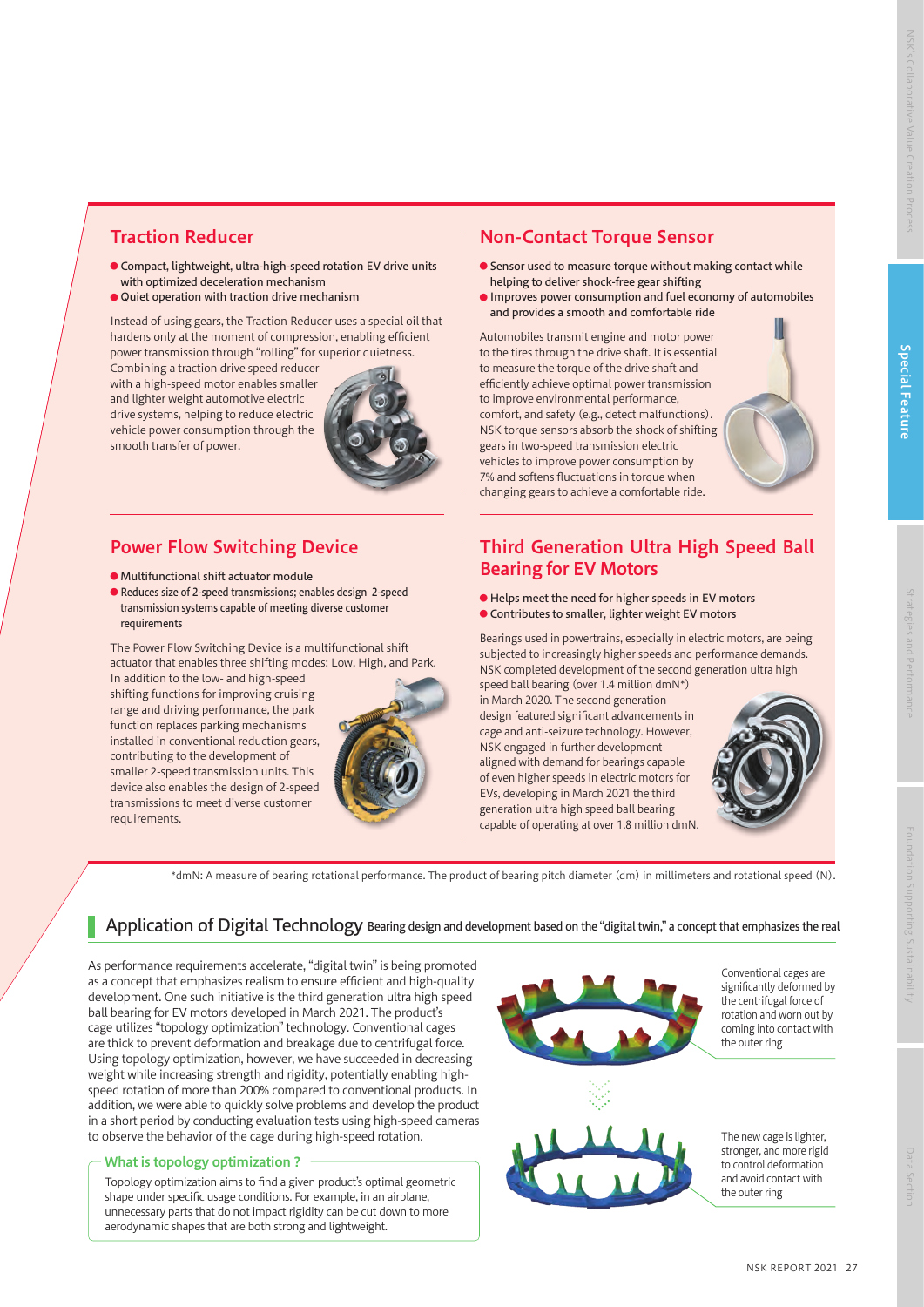## Traction Reducer

- Compact, lightweight, ultra-high-speed rotation EV drive units with optimized deceleration mechanism
- Quiet operation with traction drive mechanism

Instead of using gears, the Traction Reducer uses a special oil that hardens only at the moment of compression, enabling efficient power transmission through "rolling" for superior quietness. Combining a traction drive speed reducer with a high-speed motor enables smaller and lighter weight automotive electric drive systems, helping to reduce electric vehicle power consumption through the smooth transfer of power.

## Non-Contact Torque Sensor

- Sensor used to measure torque without making contact while helping to deliver shock-free gear shifting
- Improves power consumption and fuel economy of automobiles and provides a smooth and comfortable ride

Automobiles transmit engine and motor power to the tires through the drive shaft. It is essential to measure the torque of the drive shaft and efficiently achieve optimal power transmission to improve environmental performance, comfort, and safety (e.g., detect malfunctions). NSK torque sensors absorb the shock of shifting gears in two-speed transmission electric vehicles to improve power consumption by 7% and softens fluctuations in torque when changing gears to achieve a comfortable ride.

## Power Flow Switching Device

- Multifunctional shift actuator module
- Reduces size of 2-speed transmissions; enables design 2-speed transmission systems capable of meeting diverse customer requirements

The Power Flow Switching Device is a multifunctional shift actuator that enables three shifting modes: Low, High, and Park. In addition to the low- and high-speed shifting functions for improving cruising range and driving performance, the park function replaces parking mechanisms installed in conventional reduction gears, contributing to the development of smaller 2-speed transmission units. This device also enables the design of 2-speed transmissions to meet diverse customer requirements.

## Third Generation Ultra High Speed Ball Bearing for EV Motors

- Helps meet the need for higher speeds in EV motors
- Contributes to smaller, lighter weight EV motors

Bearings used in powertrains, especially in electric motors, are being subjected to increasingly higher speeds and performance demands. NSK completed development of the second generation ultra high speed ball bearing (over 1.4 million dmN*) in March 2020. The second generation design featured significant advancements in cage and anti-seizure technology. However, NSK engaged in further development aligned with demand for bearings capable of even higher speeds in electric motors for EVs, developing in March 2021 the third generation ultra high speed ball bearing capable of operating at over 1.8 million dmN.

*dmN: A measure of bearing rotational performance. The product of bearing pitch diameter (dm) in millimeters and rotational speed (N).

## Application of Digital Technology

Bearing design and development based on the "digital twin," a concept that emphasizes the real

As performance requirements accelerate, "digital twin" is being promoted as a concept that emphasizes realism to ensure efficient and high-quality development. One such initiative is the third generation ultra high speed ball bearing for EV motors developed in March 2021. The product's cage utilizes "topology optimization" technology. Conventional cages are thick to prevent deformation and breakage due to centrifugal force. Using topology optimization, however, we have succeeded in decreasing weight while increasing strength and rigidity, potentially enabling high-speed rotation of more than 200% compared to conventional products. In addition, we were able to quickly solve problems and develop the product in a short period by conducting evaluation tests using high-speed cameras to observe the behavior of the cage during high-speed rotation.

### What is topology optimization ?

Topology optimization aims to find a given product's optimal geometric shape under specific usage conditions. For example, in an airplane, unnecessary parts that do not impact rigidity can be cut down to more aerodynamic shapes that are both strong and lightweight.

Conventional cages are significantly deformed by the centrifugal force of rotation and worn out by coming into contact with the outer ring

The new cage is lighter, stronger, and more rigid to control deformation and avoid contact with the outer ring